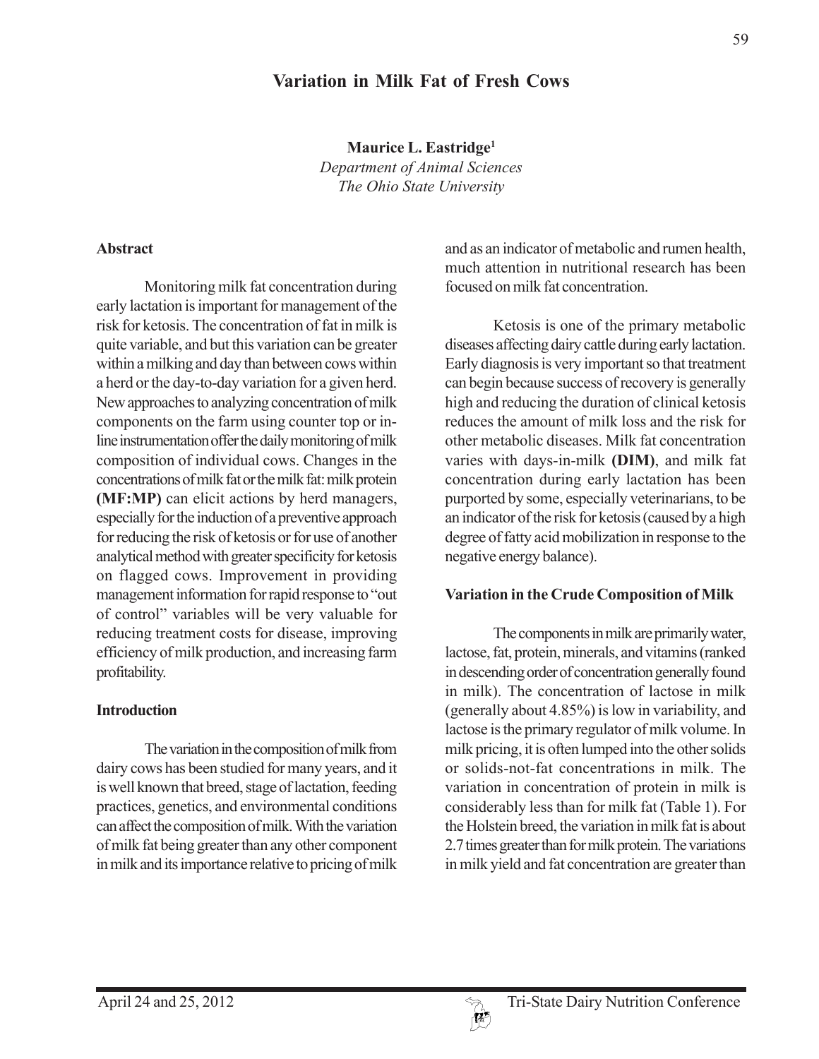# Variation in Milk Fat of Fresh Cows

**Maurice L. Eastridge[1]**
*Department of Animal Sciences*
*The Ohio State University*

## Abstract

Monitoring milk fat concentration during early lactation is important for management of the risk for ketosis. The concentration of fat in milk is quite variable, and but this variation can be greater within a milking and day than between cows within a herd or the day-to-day variation for a given herd. New approaches to analyzing concentration of milk components on the farm using counter top or in-line instrumentation offer the daily monitoring of milk composition of individual cows. Changes in the concentrations of milk fat or the milk fat: milk protein **(MF:MP)** can elicit actions by herd managers, especially for the induction of a preventive approach for reducing the risk of ketosis or for use of another analytical method with greater specificity for ketosis on flagged cows. Improvement in providing management information for rapid response to "out of control" variables will be very valuable for reducing treatment costs for disease, improving efficiency of milk production, and increasing farm profitability.

## Introduction

The variation in the composition of milk from dairy cows has been studied for many years, and it is well known that breed, stage of lactation, feeding practices, genetics, and environmental conditions can affect the composition of milk. With the variation of milk fat being greater than any other component in milk and its importance relative to pricing of milk and as an indicator of metabolic and rumen health, much attention in nutritional research has been focused on milk fat concentration.

Ketosis is one of the primary metabolic diseases affecting dairy cattle during early lactation. Early diagnosis is very important so that treatment can begin because success of recovery is generally high and reducing the duration of clinical ketosis reduces the amount of milk loss and the risk for other metabolic diseases. Milk fat concentration varies with days-in-milk **(DIM)**, and milk fat concentration during early lactation has been purported by some, especially veterinarians, to be an indicator of the risk for ketosis (caused by a high degree of fatty acid mobilization in response to the negative energy balance).

## Variation in the Crude Composition of Milk

The components in milk are primarily water, lactose, fat, protein, minerals, and vitamins (ranked in descending order of concentration generally found in milk). The concentration of lactose in milk (generally about 4.85%) is low in variability, and lactose is the primary regulator of milk volume. In milk pricing, it is often lumped into the other solids or solids-not-fat concentrations in milk. The variation in concentration of protein in milk is considerably less than for milk fat (Table 1). For the Holstein breed, the variation in milk fat is about 2.7 times greater than for milk protein. The variations in milk yield and fat concentration are greater than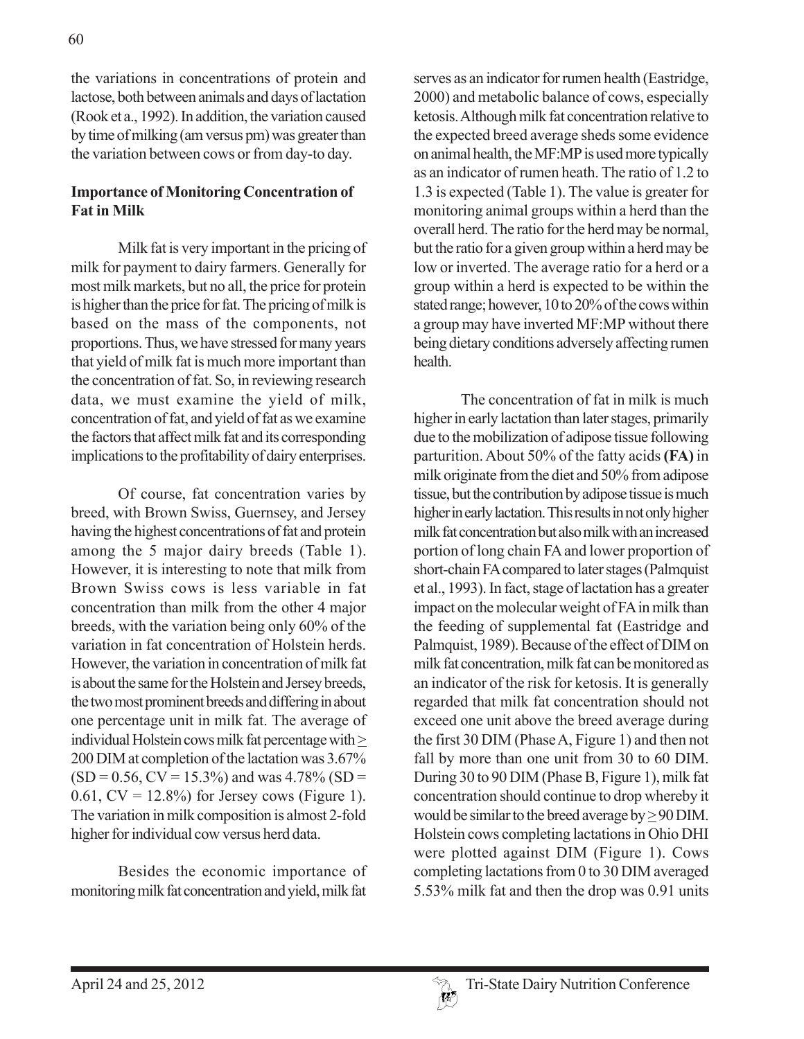the variations in concentrations of protein and lactose, both between animals and days of lactation (Rook et a., 1992). In addition, the variation caused by time of milking (am versus pm) was greater than the variation between cows or from day-to day.

**Importance of Monitoring Concentration of Fat in Milk**

Milk fat is very important in the pricing of milk for payment to dairy farmers. Generally for most milk markets, but no all, the price for protein is higher than the price for fat. The pricing of milk is based on the mass of the components, not proportions. Thus, we have stressed for many years that yield of milk fat is much more important than the concentration of fat. So, in reviewing research data, we must examine the yield of milk, concentration of fat, and yield of fat as we examine the factors that affect milk fat and its corresponding implications to the profitability of dairy enterprises.

Of course, fat concentration varies by breed, with Brown Swiss, Guernsey, and Jersey having the highest concentrations of fat and protein among the 5 major dairy breeds (Table 1). However, it is interesting to note that milk from Brown Swiss cows is less variable in fat concentration than milk from the other 4 major breeds, with the variation being only 60% of the variation in fat concentration of Holstein herds. However, the variation in concentration of milk fat is about the same for the Holstein and Jersey breeds, the two most prominent breeds and differing in about one percentage unit in milk fat. The average of individual Holstein cows milk fat percentage with ≥ 200 DIM at completion of the lactation was 3.67% (SD = 0.56, CV = 15.3%) and was 4.78% (SD = 0.61, CV = 12.8%) for Jersey cows (Figure 1). The variation in milk composition is almost 2-fold higher for individual cow versus herd data.

Besides the economic importance of monitoring milk fat concentration and yield, milk fat serves as an indicator for rumen health (Eastridge, 2000) and metabolic balance of cows, especially ketosis. Although milk fat concentration relative to the expected breed average sheds some evidence on animal health, the MF:MP is used more typically as an indicator of rumen heath. The ratio of 1.2 to 1.3 is expected (Table 1). The value is greater for monitoring animal groups within a herd than the overall herd. The ratio for the herd may be normal, but the ratio for a given group within a herd may be low or inverted. The average ratio for a herd or a group within a herd is expected to be within the stated range; however, 10 to 20% of the cows within a group may have inverted MF:MP without there being dietary conditions adversely affecting rumen health.

The concentration of fat in milk is much higher in early lactation than later stages, primarily due to the mobilization of adipose tissue following parturition. About 50% of the fatty acids **(FA)** in milk originate from the diet and 50% from adipose tissue, but the contribution by adipose tissue is much higher in early lactation. This results in not only higher milk fat concentration but also milk with an increased portion of long chain FA and lower proportion of short-chain FA compared to later stages (Palmquist et al., 1993). In fact, stage of lactation has a greater impact on the molecular weight of FA in milk than the feeding of supplemental fat (Eastridge and Palmquist, 1989). Because of the effect of DIM on milk fat concentration, milk fat can be monitored as an indicator of the risk for ketosis. It is generally regarded that milk fat concentration should not exceed one unit above the breed average during the first 30 DIM (Phase A, Figure 1) and then not fall by more than one unit from 30 to 60 DIM. During 30 to 90 DIM (Phase B, Figure 1), milk fat concentration should continue to drop whereby it would be similar to the breed average by ≥ 90 DIM. Holstein cows completing lactations in Ohio DHI were plotted against DIM (Figure 1). Cows completing lactations from 0 to 30 DIM averaged 5.53% milk fat and then the drop was 0.91 units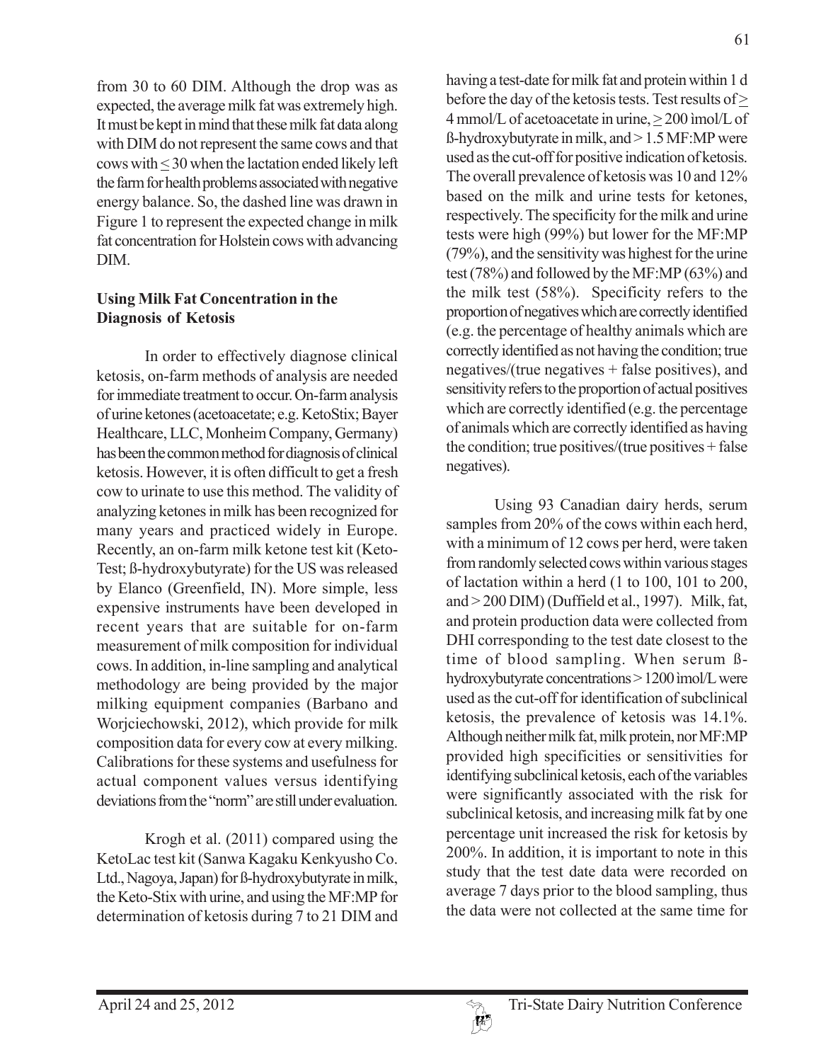from 30 to 60 DIM. Although the drop was as expected, the average milk fat was extremely high. It must be kept in mind that these milk fat data along with DIM do not represent the same cows and that cows with $\leq$ 30 when the lactation ended likely left the farm for health problems associated with negative energy balance. So, the dashed line was drawn in Figure 1 to represent the expected change in milk fat concentration for Holstein cows with advancing DIM.

## Using Milk Fat Concentration in the Diagnosis of Ketosis

In order to effectively diagnose clinical ketosis, on-farm methods of analysis are needed for immediate treatment to occur. On-farm analysis of urine ketones (acetoacetate; e.g. KetoStix; Bayer Healthcare, LLC, Monheim Company, Germany) has been the common method for diagnosis of clinical ketosis. However, it is often difficult to get a fresh cow to urinate to use this method. The validity of analyzing ketones in milk has been recognized for many years and practiced widely in Europe. Recently, an on-farm milk ketone test kit (Keto-Test; ß-hydroxybutyrate) for the US was released by Elanco (Greenfield, IN). More simple, less expensive instruments have been developed in recent years that are suitable for on-farm measurement of milk composition for individual cows. In addition, in-line sampling and analytical methodology are being provided by the major milking equipment companies (Barbano and Worjciechowski, 2012), which provide for milk composition data for every cow at every milking. Calibrations for these systems and usefulness for actual component values versus identifying deviations from the "norm" are still under evaluation.

Krogh et al. (2011) compared using the KetoLac test kit (Sanwa Kagaku Kenkyusho Co. Ltd., Nagoya, Japan) for ß-hydroxybutyrate in milk, the Keto-Stix with urine, and using the MF:MP for determination of ketosis during 7 to 21 DIM and having a test-date for milk fat and protein within 1 d before the day of the ketosis tests. Test results of $\geq$ 4 mmol/L of acetoacetate in urine, $\geq$ 200 ìmol/L of ß-hydroxybutyrate in milk, and > 1.5 MF:MP were used as the cut-off for positive indication of ketosis. The overall prevalence of ketosis was 10 and 12% based on the milk and urine tests for ketones, respectively. The specificity for the milk and urine tests were high (99%) but lower for the MF:MP (79%), and the sensitivity was highest for the urine test (78%) and followed by the MF:MP (63%) and the milk test (58%). Specificity refers to the proportion of negatives which are correctly identified (e.g. the percentage of healthy animals which are correctly identified as not having the condition; true negatives/(true negatives + false positives), and sensitivity refers to the proportion of actual positives which are correctly identified (e.g. the percentage of animals which are correctly identified as having the condition; true positives/(true positives + false negatives).

Using 93 Canadian dairy herds, serum samples from 20% of the cows within each herd, with a minimum of 12 cows per herd, were taken from randomly selected cows within various stages of lactation within a herd (1 to 100, 101 to 200, and > 200 DIM) (Duffield et al., 1997). Milk, fat, and protein production data were collected from DHI corresponding to the test date closest to the time of blood sampling. When serum ß-hydroxybutyrate concentrations > 1200 ìmol/L were used as the cut-off for identification of subclinical ketosis, the prevalence of ketosis was 14.1%. Although neither milk fat, milk protein, nor MF:MP provided high specificities or sensitivities for identifying subclinical ketosis, each of the variables were significantly associated with the risk for subclinical ketosis, and increasing milk fat by one percentage unit increased the risk for ketosis by 200%. In addition, it is important to note in this study that the test date data were recorded on average 7 days prior to the blood sampling, thus the data were not collected at the same time for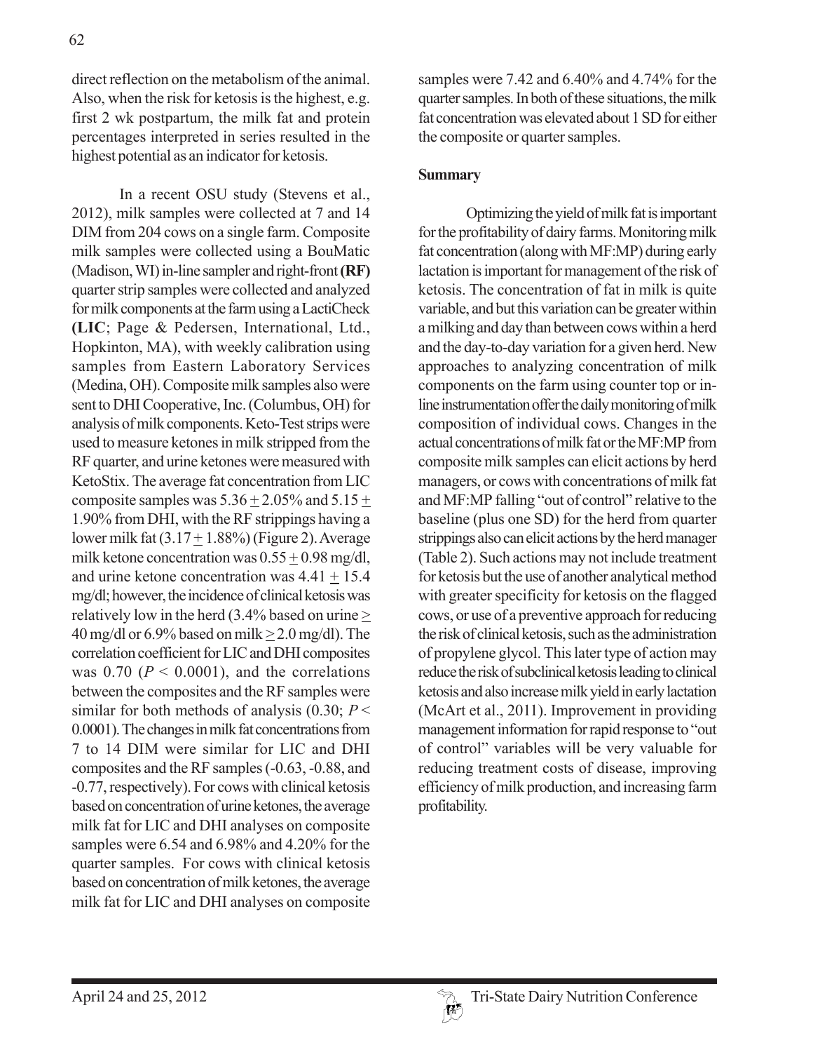direct reflection on the metabolism of the animal. Also, when the risk for ketosis is the highest, e.g. first 2 wk postpartum, the milk fat and protein percentages interpreted in series resulted in the highest potential as an indicator for ketosis.

In a recent OSU study (Stevens et al., 2012), milk samples were collected at 7 and 14 DIM from 204 cows on a single farm. Composite milk samples were collected using a BouMatic (Madison, WI) in-line sampler and right-front **(RF)** quarter strip samples were collected and analyzed for milk components at the farm using a LactiCheck **(LIC**; Page & Pedersen, International, Ltd., Hopkinton, MA), with weekly calibration using samples from Eastern Laboratory Services (Medina, OH). Composite milk samples also were sent to DHI Cooperative, Inc. (Columbus, OH) for analysis of milk components. Keto-Test strips were used to measure ketones in milk stripped from the RF quarter, and urine ketones were measured with KetoStix. The average fat concentration from LIC composite samples was $5.36 \pm 2.05$% and $5.15 \pm 1.90$% from DHI, with the RF strippings having a lower milk fat ($3.17 \pm 1.88$%) (Figure 2). Average milk ketone concentration was $0.55 \pm 0.98$ mg/dl, and urine ketone concentration was $4.41 \pm 15.4$ mg/dl; however, the incidence of clinical ketosis was relatively low in the herd (3.4% based on urine $\geq$ 40 mg/dl or 6.9% based on milk $\geq 2.0$ mg/dl). The correlation coefficient for LIC and DHI composites was 0.70 ($P < 0.0001$), and the correlations between the composites and the RF samples were similar for both methods of analysis (0.30; $P < 0.0001$). The changes in milk fat concentrations from 7 to 14 DIM were similar for LIC and DHI composites and the RF samples (-0.63, -0.88, and -0.77, respectively). For cows with clinical ketosis based on concentration of urine ketones, the average milk fat for LIC and DHI analyses on composite samples were 6.54 and 6.98% and 4.20% for the quarter samples. For cows with clinical ketosis based on concentration of milk ketones, the average milk fat for LIC and DHI analyses on composite samples were 7.42 and 6.40% and 4.74% for the quarter samples. In both of these situations, the milk fat concentration was elevated about 1 SD for either the composite or quarter samples.

## Summary

Optimizing the yield of milk fat is important for the profitability of dairy farms. Monitoring milk fat concentration (along with MF:MP) during early lactation is important for management of the risk of ketosis. The concentration of fat in milk is quite variable, and but this variation can be greater within a milking and day than between cows within a herd and the day-to-day variation for a given herd. New approaches to analyzing concentration of milk components on the farm using counter top or in-line instrumentation offer the daily monitoring of milk composition of individual cows. Changes in the actual concentrations of milk fat or the MF:MP from composite milk samples can elicit actions by herd managers, or cows with concentrations of milk fat and MF:MP falling "out of control" relative to the baseline (plus one SD) for the herd from quarter strippings also can elicit actions by the herd manager (Table 2). Such actions may not include treatment for ketosis but the use of another analytical method with greater specificity for ketosis on the flagged cows, or use of a preventive approach for reducing the risk of clinical ketosis, such as the administration of propylene glycol. This later type of action may reduce the risk of subclinical ketosis leading to clinical ketosis and also increase milk yield in early lactation (McArt et al., 2011). Improvement in providing management information for rapid response to "out of control" variables will be very valuable for reducing treatment costs of disease, improving efficiency of milk production, and increasing farm profitability.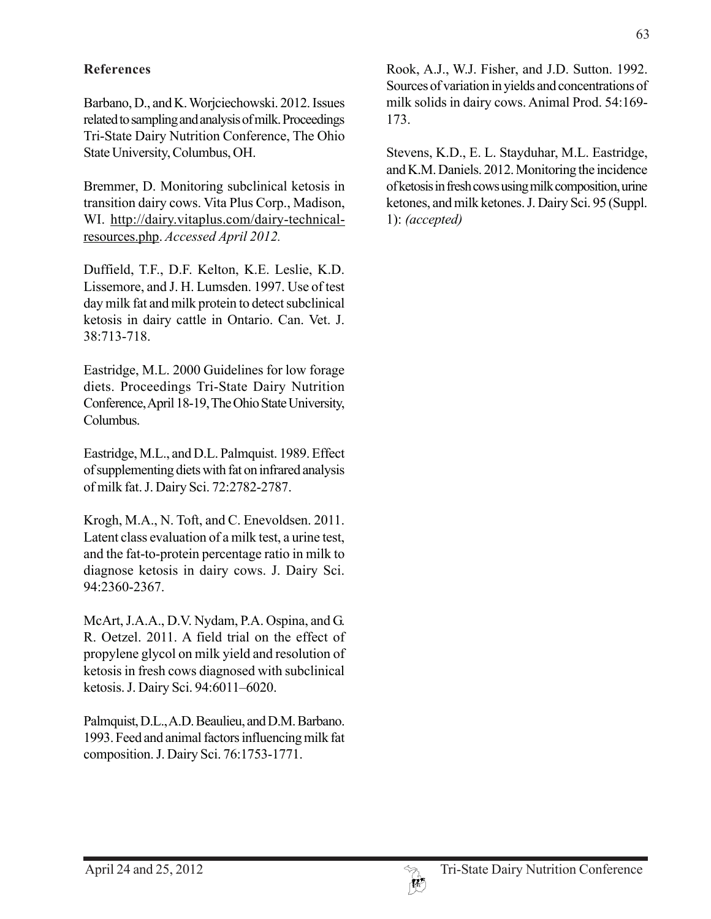**References**

Barbano, D., and K. Worjciechowski. 2012. Issues related to sampling and analysis of milk. Proceedings Tri-State Dairy Nutrition Conference, The Ohio State University, Columbus, OH.

Bremmer, D. Monitoring subclinical ketosis in transition dairy cows. Vita Plus Corp., Madison, WI. http://dairy.vitaplus.com/dairy-technical-resources.php. *Accessed April 2012.*

Duffield, T.F., D.F. Kelton, K.E. Leslie, K.D. Lissemore, and J. H. Lumsden. 1997. Use of test day milk fat and milk protein to detect subclinical ketosis in dairy cattle in Ontario. Can. Vet. J. 38:713-718.

Eastridge, M.L. 2000 Guidelines for low forage diets. Proceedings Tri-State Dairy Nutrition Conference, April 18-19, The Ohio State University, Columbus.

Eastridge, M.L., and D.L. Palmquist. 1989. Effect of supplementing diets with fat on infrared analysis of milk fat. J. Dairy Sci. 72:2782-2787.

Krogh, M.A., N. Toft, and C. Enevoldsen. 2011. Latent class evaluation of a milk test, a urine test, and the fat-to-protein percentage ratio in milk to diagnose ketosis in dairy cows. J. Dairy Sci. 94:2360-2367.

McArt, J.A.A., D.V. Nydam, P.A. Ospina, and G. R. Oetzel. 2011. A field trial on the effect of propylene glycol on milk yield and resolution of ketosis in fresh cows diagnosed with subclinical ketosis. J. Dairy Sci. 94:6011–6020.

Palmquist, D.L., A.D. Beaulieu, and D.M. Barbano. 1993. Feed and animal factors influencing milk fat composition. J. Dairy Sci. 76:1753-1771.

Rook, A.J., W.J. Fisher, and J.D. Sutton. 1992. Sources of variation in yields and concentrations of milk solids in dairy cows. Animal Prod. 54:169-173.

Stevens, K.D., E. L. Stayduhar, M.L. Eastridge, and K.M. Daniels. 2012. Monitoring the incidence of ketosis in fresh cows using milk composition, urine ketones, and milk ketones. J. Dairy Sci. 95 (Suppl. 1): *(accepted)*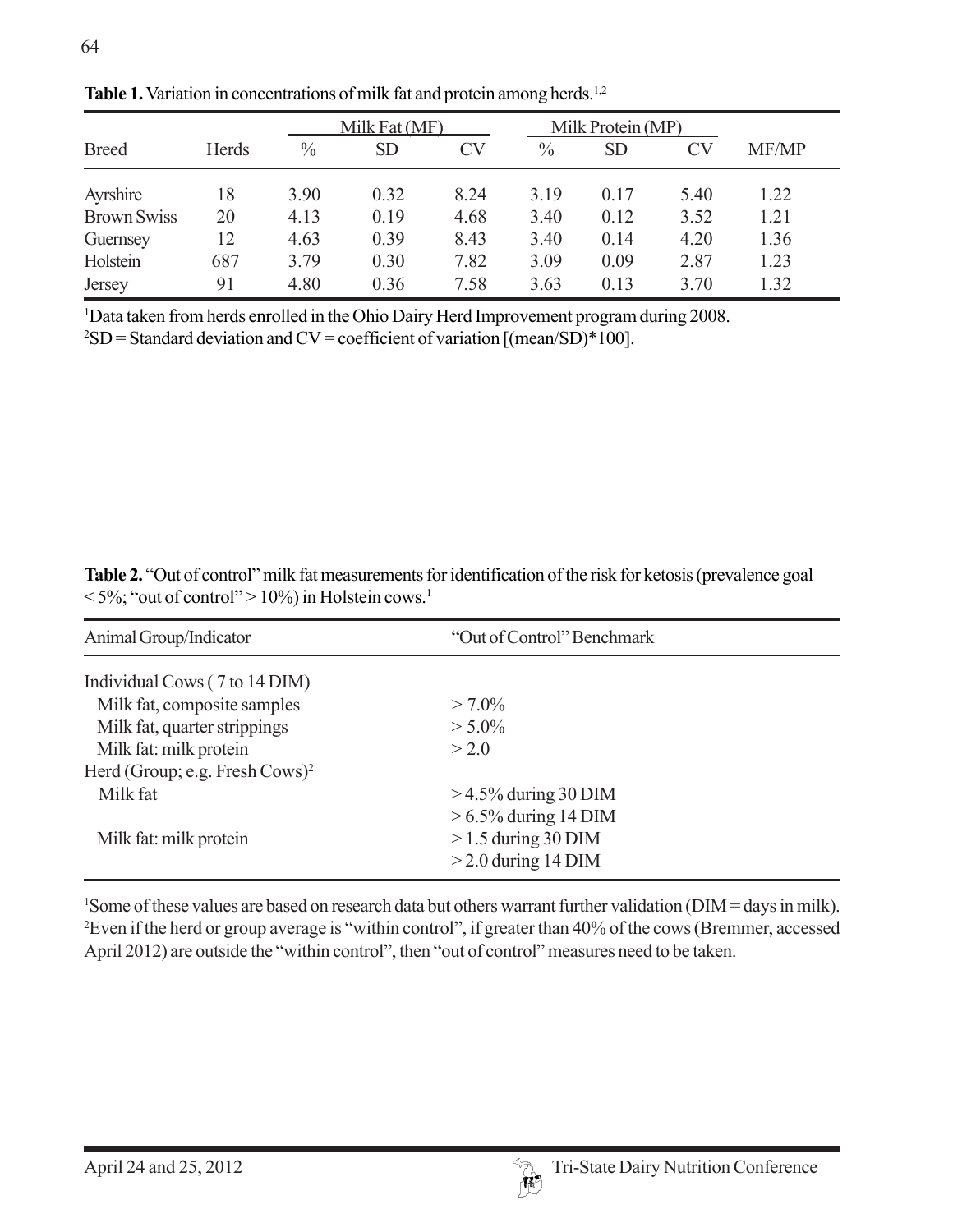**Table 1.** Variation in concentrations of milk fat and protein among herds.[1,2]

| Breed | Herds | Milk Fat (MF) | | | Milk Protein (MP) | | | MF/MP |
|---|---|---|---|---|---|---|---|---|
| | | % | SD | CV | % | SD | CV | |
| Ayrshire | 18 | 3.90 | 0.32 | 8.24 | 3.19 | 0.17 | 5.40 | 1.22 |
| Brown Swiss | 20 | 4.13 | 0.19 | 4.68 | 3.40 | 0.12 | 3.52 | 1.21 |
| Guernsey | 12 | 4.63 | 0.39 | 8.43 | 3.40 | 0.14 | 4.20 | 1.36 |
| Holstein | 687 | 3.79 | 0.30 | 7.82 | 3.09 | 0.09 | 2.87 | 1.23 |
| Jersey | 91 | 4.80 | 0.36 | 7.58 | 3.63 | 0.13 | 3.70 | 1.32 |

[1]Data taken from herds enrolled in the Ohio Dairy Herd Improvement program during 2008.
[2]SD = Standard deviation and CV = coefficient of variation [(mean/SD)*100].

**Table 2.** "Out of control" milk fat measurements for identification of the risk for ketosis (prevalence goal < 5%; "out of control" > 10%) in Holstein cows.[1]

| Animal Group/Indicator | "Out of Control" Benchmark |
|---|---|
| Individual Cows ( 7 to 14 DIM) | |
| Milk fat, composite samples | > 7.0% |
| Milk fat, quarter strippings | > 5.0% |
| Milk fat: milk protein | > 2.0 |
| Herd (Group; e.g. Fresh Cows)[2] | |
| Milk fat | > 4.5% during 30 DIM |
| | > 6.5% during 14 DIM |
| Milk fat: milk protein | > 1.5 during 30 DIM |
| | > 2.0 during 14 DIM |

[1]Some of these values are based on research data but others warrant further validation (DIM = days in milk).
[2]Even if the herd or group average is "within control", if greater than 40% of the cows (Bremmer, accessed April 2012) are outside the "within control", then "out of control" measures need to be taken.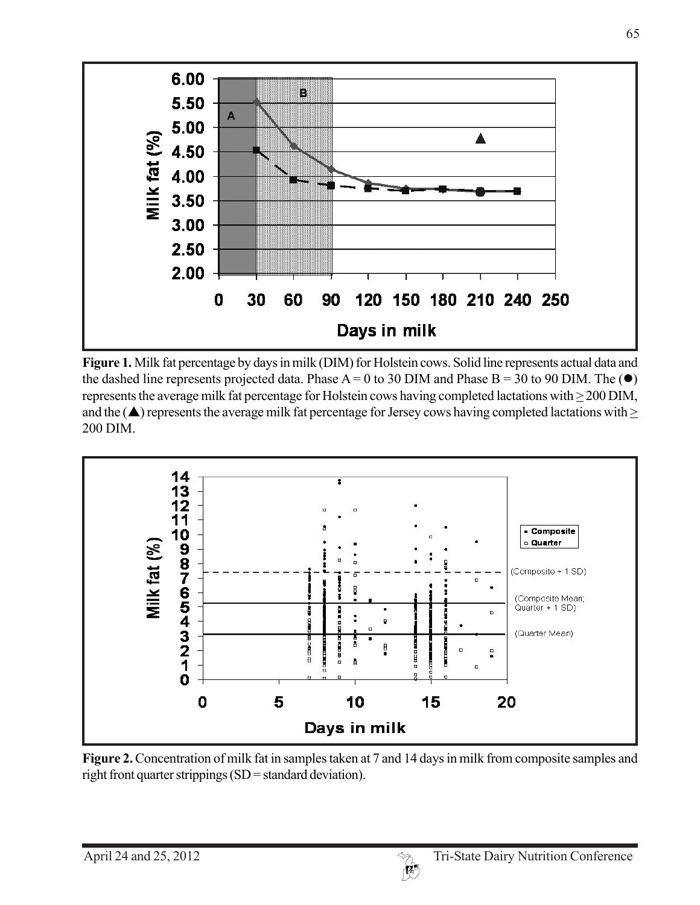6.00
5.50
5.00
4.50
4.00
3.50
3.00
2.50
2.00

Milk fat (%)

A

B

0 30 60 90 120 150 180 210 240 250

Days in milk

**Figure 1.** Milk fat percentage by days in milk (DIM) for Holstein cows. Solid line represents actual data and the dashed line represents projected data. Phase A = 0 to 30 DIM and Phase B = 30 to 90 DIM. The (●) represents the average milk fat percentage for Holstein cows having completed lactations with ≥ 200 DIM, and the (▲) represents the average milk fat percentage for Jersey cows having completed lactations with ≥ 200 DIM.

14
13
12
11
10
9
8
7
6
5
4
3
2
1
0

Milk fat (%)

• Composite
□ Quarter

(Composite + 1 SD)

(Composite Mean; Quarter + 1 SD)

(Quarter Mean)

0 5 10 15 20

Days in milk

**Figure 2.** Concentration of milk fat in samples taken at 7 and 14 days in milk from composite samples and right front quarter strippings (SD = standard deviation).